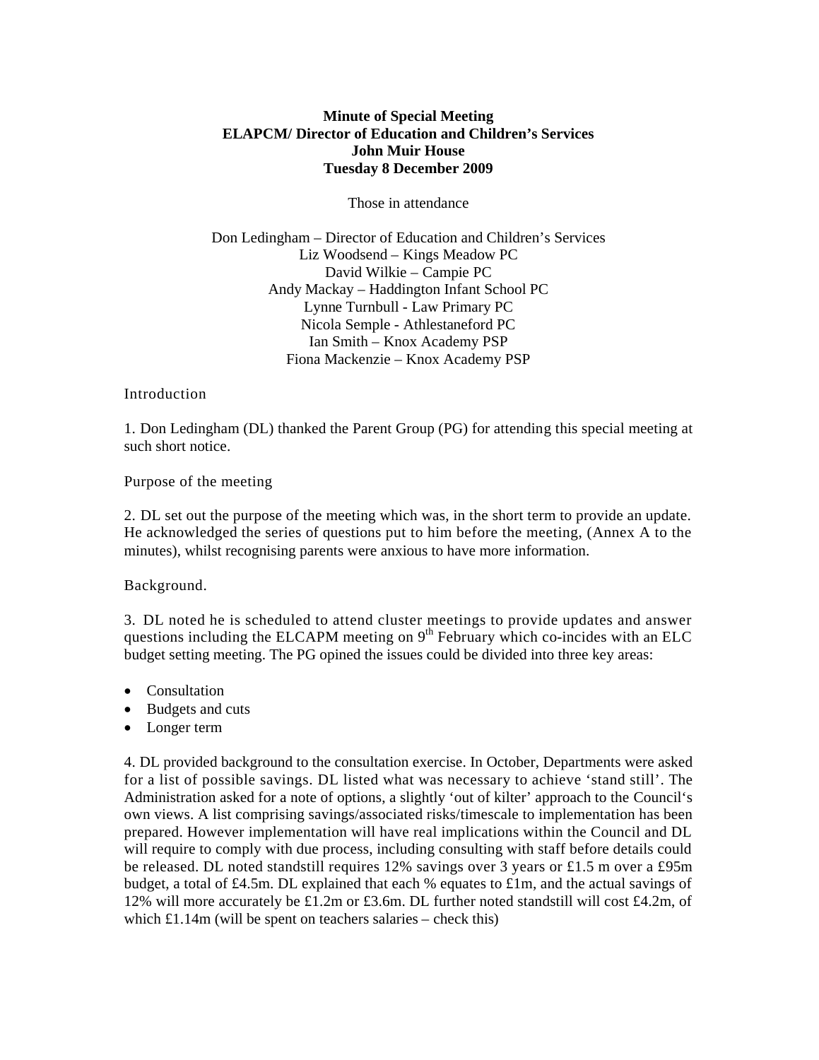**Minute of Special Meeting**
**ELAPCM/ Director of Education and Children's Services**
**John Muir House**
**Tuesday 8 December 2009**

Those in attendance

Don Ledingham – Director of Education and Children's Services
Liz Woodsend – Kings Meadow PC
David Wilkie – Campie PC
Andy Mackay – Haddington Infant School PC
Lynne Turnbull - Law Primary PC
Nicola Semple - Athlestaneford PC
Ian Smith – Knox Academy PSP
Fiona Mackenzie – Knox Academy PSP

Introduction

1. Don Ledingham (DL) thanked the Parent Group (PG) for attending this special meeting at such short notice.

Purpose of the meeting

2. DL set out the purpose of the meeting which was, in the short term to provide an update. He acknowledged the series of questions put to him before the meeting, (Annex A to the minutes), whilst recognising parents were anxious to have more information.

Background.

3. DL noted he is scheduled to attend cluster meetings to provide updates and answer questions including the ELCAPM meeting on 9th February which co-incides with an ELC budget setting meeting. The PG opined the issues could be divided into three key areas:

- Consultation
- Budgets and cuts
- Longer term

4. DL provided background to the consultation exercise. In October, Departments were asked for a list of possible savings. DL listed what was necessary to achieve 'stand still'. The Administration asked for a note of options, a slightly 'out of kilter' approach to the Council's own views. A list comprising savings/associated risks/timescale to implementation has been prepared. However implementation will have real implications within the Council and DL will require to comply with due process, including consulting with staff before details could be released. DL noted standstill requires 12% savings over 3 years or £1.5 m over a £95m budget, a total of £4.5m. DL explained that each % equates to £1m, and the actual savings of 12% will more accurately be £1.2m or £3.6m. DL further noted standstill will cost £4.2m, of which £1.14m (will be spent on teachers salaries – check this)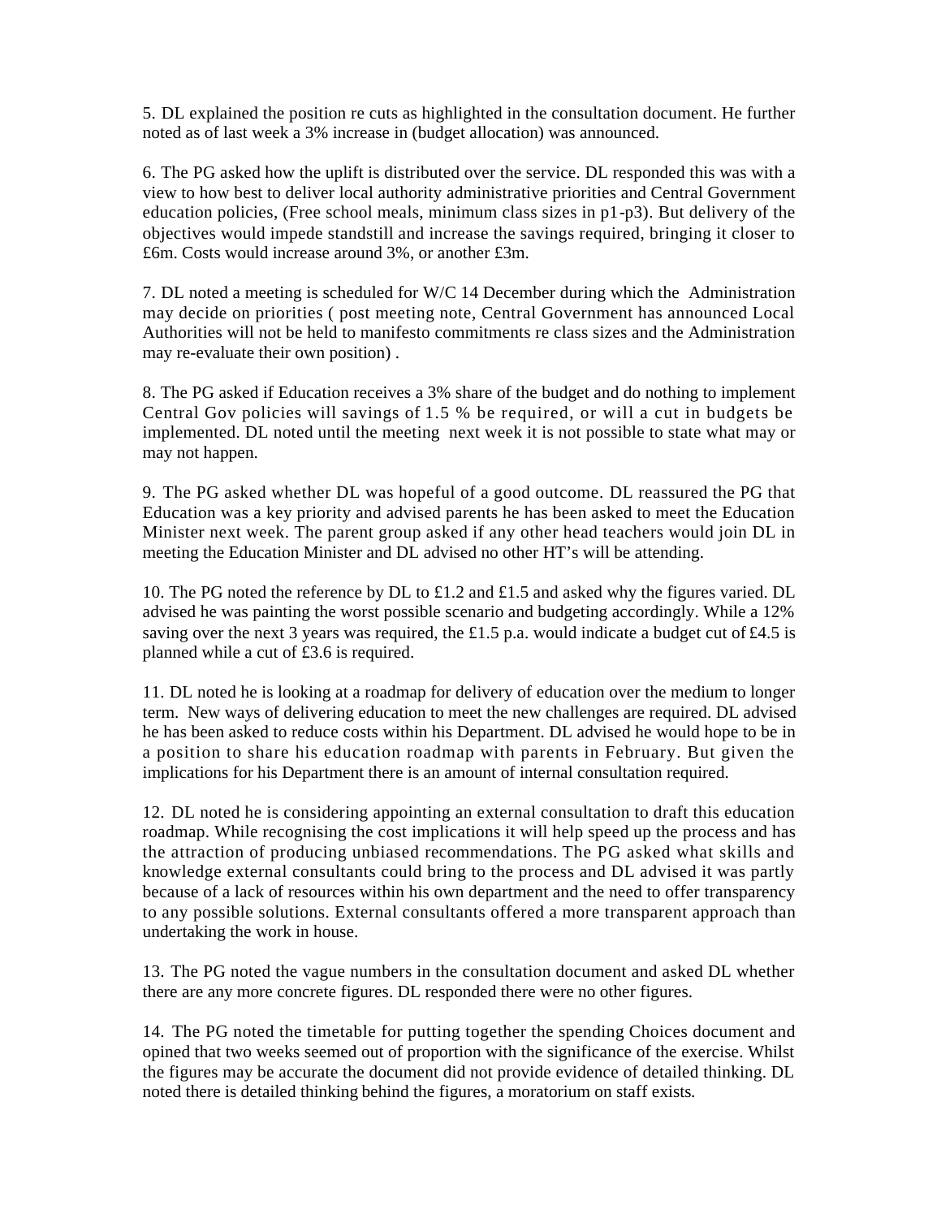5. DL explained the position re cuts as highlighted in the consultation document. He further noted as of last week a 3% increase in (budget allocation) was announced.

6. The PG asked how the uplift is distributed over the service. DL responded this was with a view to how best to deliver local authority administrative priorities and Central Government education policies, (Free school meals, minimum class sizes in p1-p3). But delivery of the objectives would impede standstill and increase the savings required, bringing it closer to £6m. Costs would increase around 3%, or another £3m.

7. DL noted a meeting is scheduled for W/C 14 December during which the Administration may decide on priorities ( post meeting note, Central Government has announced Local Authorities will not be held to manifesto commitments re class sizes and the Administration may re-evaluate their own position) .

8. The PG asked if Education receives a 3% share of the budget and do nothing to implement Central Gov policies will savings of 1.5 % be required, or will a cut in budgets be implemented. DL noted until the meeting next week it is not possible to state what may or may not happen.

9. The PG asked whether DL was hopeful of a good outcome. DL reassured the PG that Education was a key priority and advised parents he has been asked to meet the Education Minister next week. The parent group asked if any other head teachers would join DL in meeting the Education Minister and DL advised no other HT's will be attending.

10. The PG noted the reference by DL to £1.2 and £1.5 and asked why the figures varied. DL advised he was painting the worst possible scenario and budgeting accordingly. While a 12% saving over the next 3 years was required, the £1.5 p.a. would indicate a budget cut of £4.5 is planned while a cut of £3.6 is required.

11. DL noted he is looking at a roadmap for delivery of education over the medium to longer term. New ways of delivering education to meet the new challenges are required. DL advised he has been asked to reduce costs within his Department. DL advised he would hope to be in a position to share his education roadmap with parents in February. But given the implications for his Department there is an amount of internal consultation required.

12. DL noted he is considering appointing an external consultation to draft this education roadmap. While recognising the cost implications it will help speed up the process and has the attraction of producing unbiased recommendations. The PG asked what skills and knowledge external consultants could bring to the process and DL advised it was partly because of a lack of resources within his own department and the need to offer transparency to any possible solutions. External consultants offered a more transparent approach than undertaking the work in house.

13. The PG noted the vague numbers in the consultation document and asked DL whether there are any more concrete figures. DL responded there were no other figures.

14. The PG noted the timetable for putting together the spending Choices document and opined that two weeks seemed out of proportion with the significance of the exercise. Whilst the figures may be accurate the document did not provide evidence of detailed thinking. DL noted there is detailed thinking behind the figures, a moratorium on staff exists.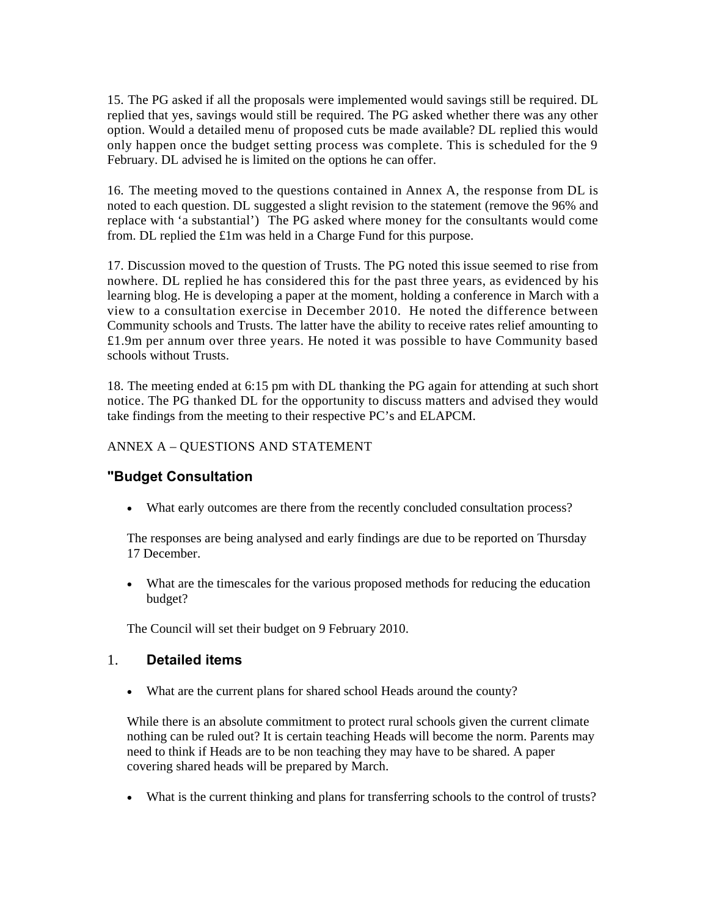15. The PG asked if all the proposals were implemented would savings still be required. DL replied that yes, savings would still be required. The PG asked whether there was any other option. Would a detailed menu of proposed cuts be made available? DL replied this would only happen once the budget setting process was complete. This is scheduled for the 9 February. DL advised he is limited on the options he can offer.

16. The meeting moved to the questions contained in Annex A, the response from DL is noted to each question. DL suggested a slight revision to the statement (remove the 96% and replace with 'a substantial') The PG asked where money for the consultants would come from. DL replied the £1m was held in a Charge Fund for this purpose.

17. Discussion moved to the question of Trusts. The PG noted this issue seemed to rise from nowhere. DL replied he has considered this for the past three years, as evidenced by his learning blog. He is developing a paper at the moment, holding a conference in March with a view to a consultation exercise in December 2010. He noted the difference between Community schools and Trusts. The latter have the ability to receive rates relief amounting to £1.9m per annum over three years. He noted it was possible to have Community based schools without Trusts.

18. The meeting ended at 6:15 pm with DL thanking the PG again for attending at such short notice. The PG thanked DL for the opportunity to discuss matters and advised they would take findings from the meeting to their respective PC's and ELAPCM.

ANNEX A – QUESTIONS AND STATEMENT

## "Budget Consultation

- What early outcomes are there from the recently concluded consultation process?

The responses are being analysed and early findings are due to be reported on Thursday 17 December.

- What are the timescales for the various proposed methods for reducing the education budget?

The Council will set their budget on 9 February 2010.

## 1. Detailed items

- What are the current plans for shared school Heads around the county?

While there is an absolute commitment to protect rural schools given the current climate nothing can be ruled out? It is certain teaching Heads will become the norm. Parents may need to think if Heads are to be non teaching they may have to be shared. A paper covering shared heads will be prepared by March.

- What is the current thinking and plans for transferring schools to the control of trusts?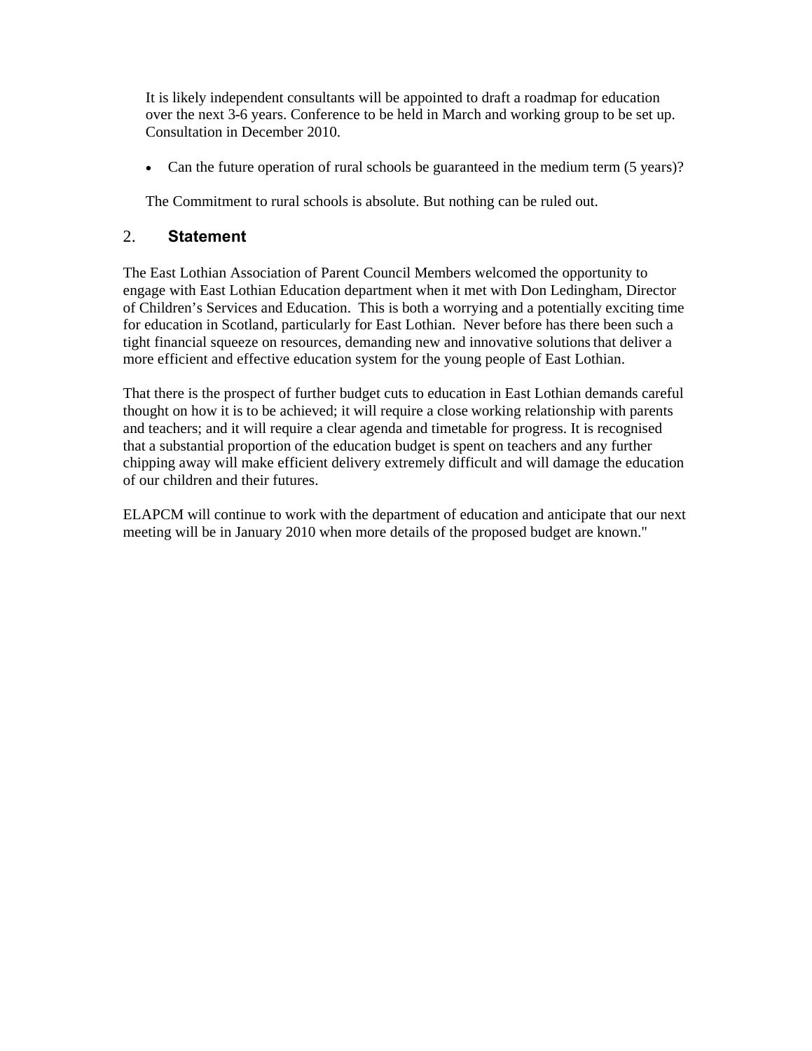It is likely independent consultants will be appointed to draft a roadmap for education over the next 3-6 years. Conference to be held in March and working group to be set up. Consultation in December 2010.

- Can the future operation of rural schools be guaranteed in the medium term (5 years)?

The Commitment to rural schools is absolute. But nothing can be ruled out.

## 2. Statement

The East Lothian Association of Parent Council Members welcomed the opportunity to engage with East Lothian Education department when it met with Don Ledingham, Director of Children's Services and Education. This is both a worrying and a potentially exciting time for education in Scotland, particularly for East Lothian. Never before has there been such a tight financial squeeze on resources, demanding new and innovative solutions that deliver a more efficient and effective education system for the young people of East Lothian.

That there is the prospect of further budget cuts to education in East Lothian demands careful thought on how it is to be achieved; it will require a close working relationship with parents and teachers; and it will require a clear agenda and timetable for progress. It is recognised that a substantial proportion of the education budget is spent on teachers and any further chipping away will make efficient delivery extremely difficult and will damage the education of our children and their futures.

ELAPCM will continue to work with the department of education and anticipate that our next meeting will be in January 2010 when more details of the proposed budget are known."